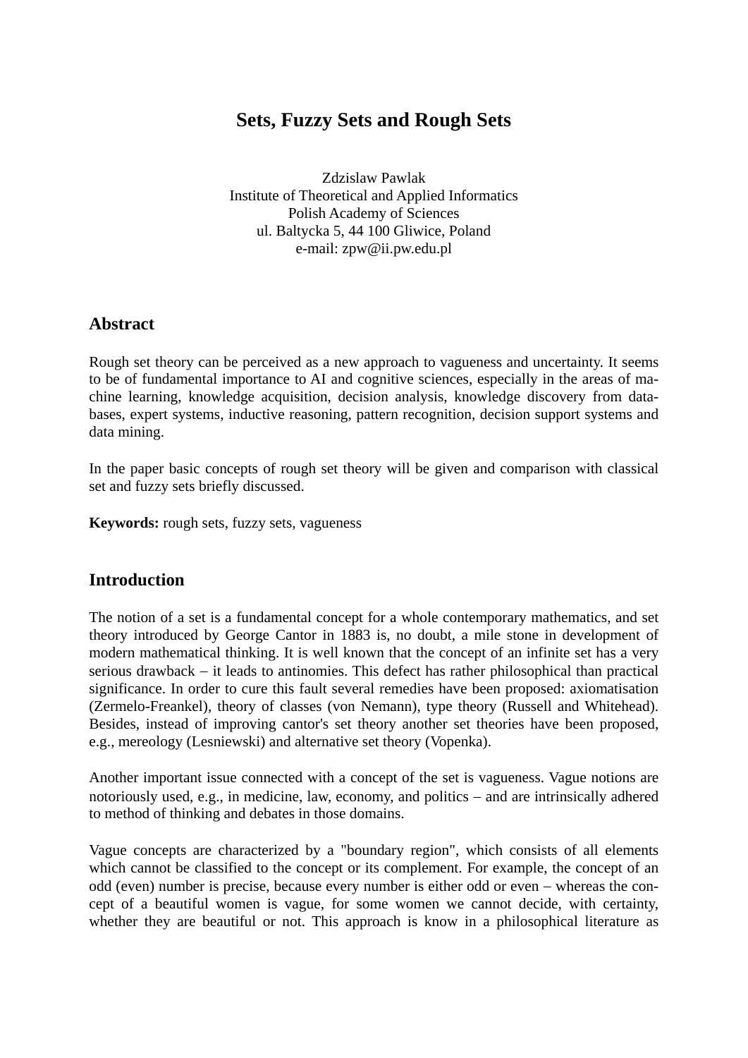# Sets, Fuzzy Sets and Rough Sets

Zdzislaw Pawlak
Institute of Theoretical and Applied Informatics
Polish Academy of Sciences
ul. Baltycka 5, 44 100 Gliwice, Poland
e-mail: zpw@ii.pw.edu.pl

## Abstract

Rough set theory can be perceived as a new approach to vagueness and uncertainty. It seems to be of fundamental importance to AI and cognitive sciences, especially in the areas of machine learning, knowledge acquisition, decision analysis, knowledge discovery from databases, expert systems, inductive reasoning, pattern recognition, decision support systems and data mining.

In the paper basic concepts of rough set theory will be given and comparison with classical set and fuzzy sets briefly discussed.

**Keywords:** rough sets, fuzzy sets, vagueness

## Introduction

The notion of a set is a fundamental concept for a whole contemporary mathematics, and set theory introduced by George Cantor in 1883 is, no doubt, a mile stone in development of modern mathematical thinking. It is well known that the concept of an infinite set has a very serious drawback – it leads to antinomies. This defect has rather philosophical than practical significance. In order to cure this fault several remedies have been proposed: axiomatisation (Zermelo-Freankel), theory of classes (von Nemann), type theory (Russell and Whitehead). Besides, instead of improving cantor's set theory another set theories have been proposed, e.g., mereology (Lesniewski) and alternative set theory (Vopenka).

Another important issue connected with a concept of the set is vagueness. Vague notions are notoriously used, e.g., in medicine, law, economy, and politics – and are intrinsically adhered to method of thinking and debates in those domains.

Vague concepts are characterized by a "boundary region", which consists of all elements which cannot be classified to the concept or its complement. For example, the concept of an odd (even) number is precise, because every number is either odd or even – whereas the concept of a beautiful women is vague, for some women we cannot decide, with certainty, whether they are beautiful or not. This approach is know in a philosophical literature as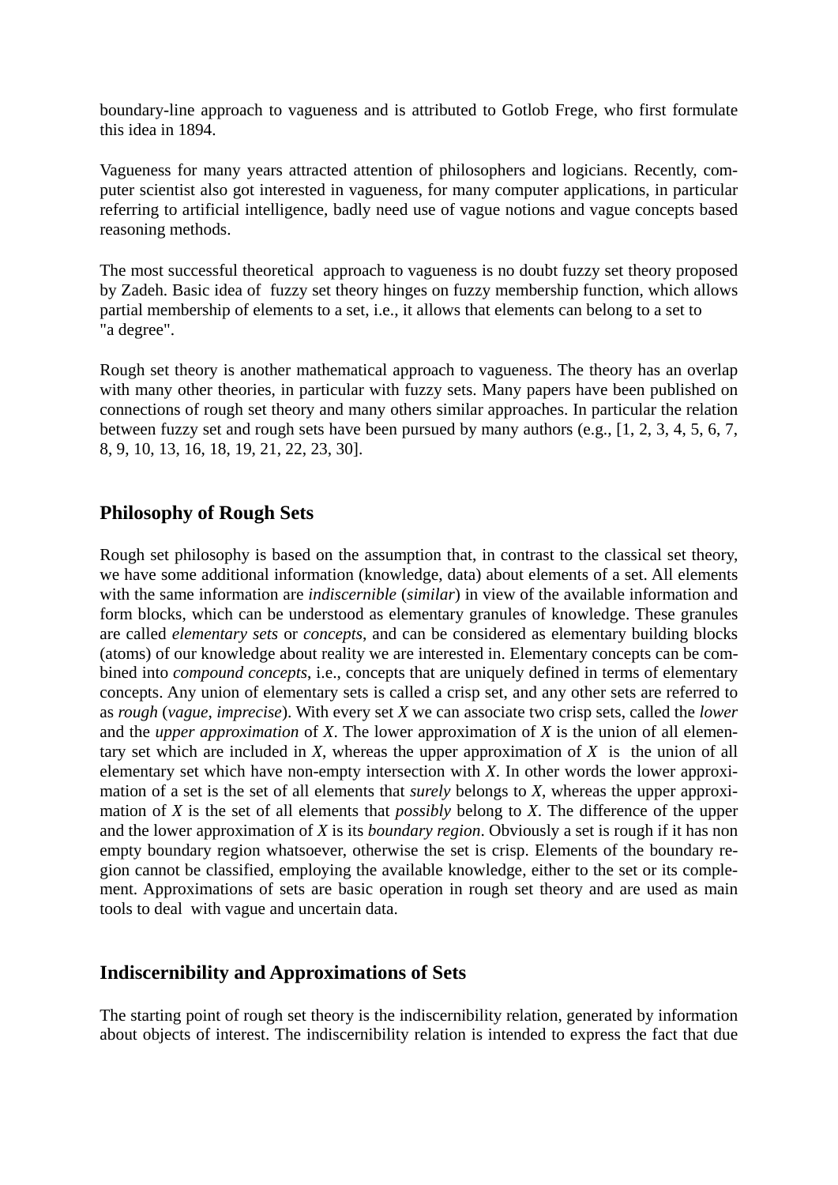boundary-line approach to vagueness and is attributed to Gotlob Frege, who first formulate this idea in 1894.

Vagueness for many years attracted attention of philosophers and logicians. Recently, computer scientist also got interested in vagueness, for many computer applications, in particular referring to artificial intelligence, badly need use of vague notions and vague concepts based reasoning methods.

The most successful theoretical approach to vagueness is no doubt fuzzy set theory proposed by Zadeh. Basic idea of fuzzy set theory hinges on fuzzy membership function, which allows partial membership of elements to a set, i.e., it allows that elements can belong to a set to "a degree".

Rough set theory is another mathematical approach to vagueness. The theory has an overlap with many other theories, in particular with fuzzy sets. Many papers have been published on connections of rough set theory and many others similar approaches. In particular the relation between fuzzy set and rough sets have been pursued by many authors (e.g., [1, 2, 3, 4, 5, 6, 7, 8, 9, 10, 13, 16, 18, 19, 21, 22, 23, 30].

## Philosophy of Rough Sets

Rough set philosophy is based on the assumption that, in contrast to the classical set theory, we have some additional information (knowledge, data) about elements of a set. All elements with the same information are *indiscernible* (*similar*) in view of the available information and form blocks, which can be understood as elementary granules of knowledge. These granules are called *elementary sets* or *concepts,* and can be considered as elementary building blocks (atoms) of our knowledge about reality we are interested in. Elementary concepts can be combined into *compound concepts*, i.e., concepts that are uniquely defined in terms of elementary concepts. Any union of elementary sets is called a crisp set, and any other sets are referred to as *rough* (*vague, imprecise*). With every set *X* we can associate two crisp sets, called the *lower* and the *upper approximation* of *X*. The lower approximation of *X* is the union of all elementary set which are included in *X*, whereas the upper approximation of *X* is the union of all elementary set which have non-empty intersection with *X*. In other words the lower approximation of a set is the set of all elements that *surely* belongs to *X*, whereas the upper approximation of *X* is the set of all elements that *possibly* belong to *X*. The difference of the upper and the lower approximation of *X* is its *boundary region*. Obviously a set is rough if it has non empty boundary region whatsoever, otherwise the set is crisp. Elements of the boundary region cannot be classified, employing the available knowledge, either to the set or its complement. Approximations of sets are basic operation in rough set theory and are used as main tools to deal with vague and uncertain data.

## Indiscernibility and Approximations of Sets

The starting point of rough set theory is the indiscernibility relation, generated by information about objects of interest. The indiscernibility relation is intended to express the fact that due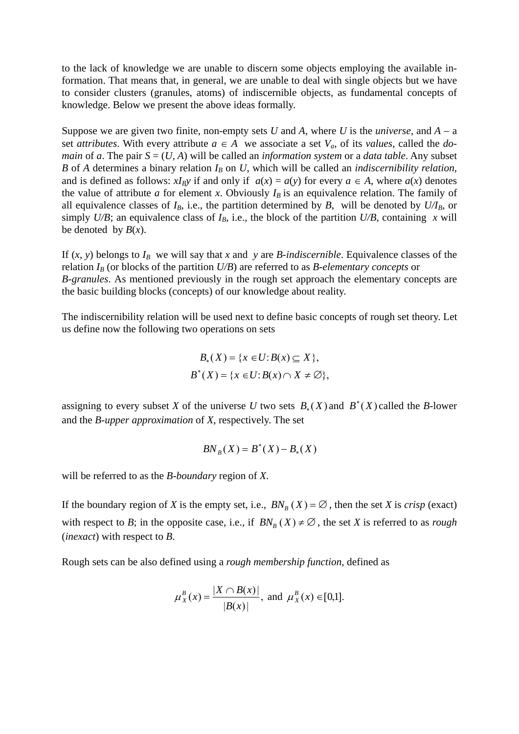to the lack of knowledge we are unable to discern some objects employing the available information. That means that, in general, we are unable to deal with single objects but we have to consider clusters (granules, atoms) of indiscernible objects, as fundamental concepts of knowledge. Below we present the above ideas formally.

Suppose we are given two finite, non-empty sets $U$ and $A$, where $U$ is the *universe*, and $A$ – a set *attributes*. With every attribute $a \in A$ we associate a set $V_a$, of its *values*, called the *domain* of $a$. The pair $S = (U, A)$ will be called an *information system* or a *data table*. Any subset $B$ of $A$ determines a binary relation $I_B$ on $U$, which will be called an *indiscernibility relation*, and is defined as follows: $xI_By$ if and only if $a(x) = a(y)$ for every $a \in A$, where $a(x)$ denotes the value of attribute $a$ for element $x$. Obviously $I_B$ is an equivalence relation. The family of all equivalence classes of $I_B$, i.e., the partition determined by $B$, will be denoted by $U/I_B$, or simply $U/B$; an equivalence class of $I_B$, i.e., the block of the partition $U/B$, containing $x$ will be denoted by $B(x)$.

If $(x, y)$ belongs to $I_B$ we will say that $x$ and $y$ are *B-indiscernible*. Equivalence classes of the relation $I_B$ (or blocks of the partition $U/B$) are referred to as *B-elementary concepts* or *B-granules*. As mentioned previously in the rough set approach the elementary concepts are the basic building blocks (concepts) of our knowledge about reality.

The indiscernibility relation will be used next to define basic concepts of rough set theory. Let us define now the following two operations on sets

$$B_*(X) = \{x \in U : B(x) \subseteq X\},$$
$$B^*(X) = \{x \in U : B(x) \cap X \neq \emptyset\},$$

assigning to every subset $X$ of the universe $U$ two sets $B_*(X)$ and $B^*(X)$ called the $B$-lower and the *B-upper approximation* of $X$, respectively. The set

$$BN_B(X) = B^*(X) - B_*(X)$$

will be referred to as the *B-boundary* region of $X$.

If the boundary region of $X$ is the empty set, i.e., $BN_B(X) = \emptyset$, then the set $X$ is *crisp* (exact) with respect to $B$; in the opposite case, i.e., if $BN_B(X) \neq \emptyset$, the set $X$ is referred to as *rough* (*inexact*) with respect to $B$.

Rough sets can be also defined using a *rough membership function*, defined as

$$\mu_X^B(x) = \frac{|X \cap B(x)|}{|B(x)|}, \text{ and } \mu_X^B(x) \in [0,1].$$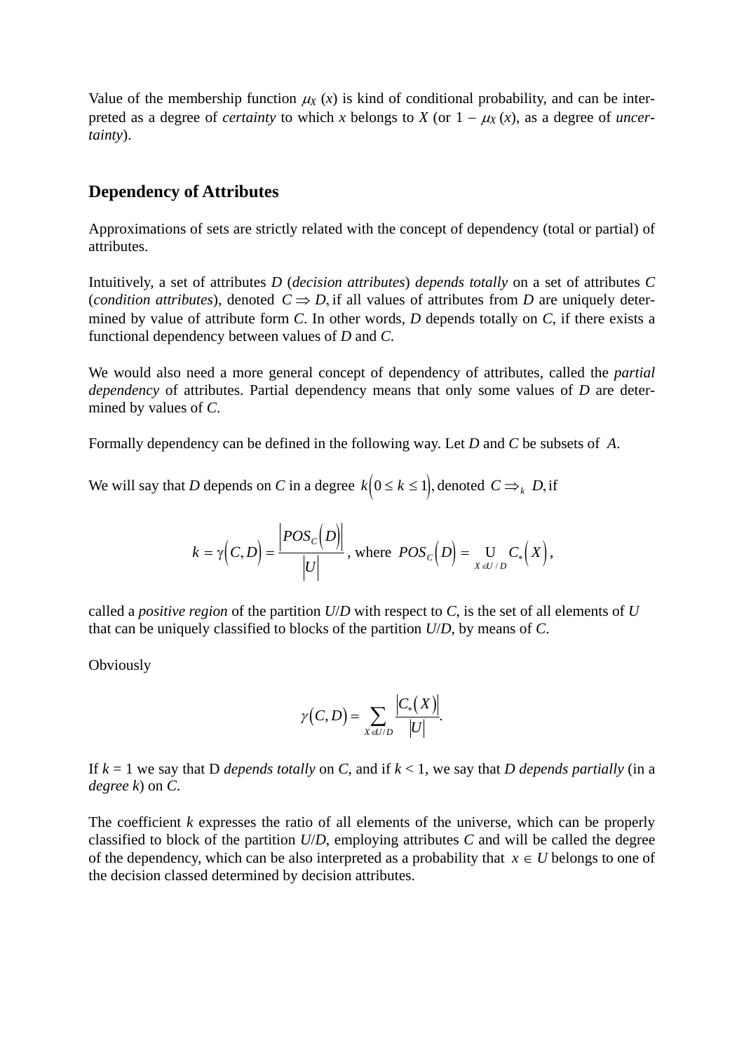Value of the membership function $\mu_X(x)$ is kind of conditional probability, and can be interpreted as a degree of *certainty* to which $x$ belongs to $X$ (or $1 - \mu_X(x)$, as a degree of *uncertainty*).

## Dependency of Attributes

Approximations of sets are strictly related with the concept of dependency (total or partial) of attributes.

Intuitively, a set of attributes $D$ (*decision attributes*) *depends totally* on a set of attributes $C$ (*condition attributes*), denoted $C \Rightarrow D$, if all values of attributes from $D$ are uniquely determined by value of attribute form $C$. In other words, $D$ depends totally on $C$, if there exists a functional dependency between values of $D$ and $C$.

We would also need a more general concept of dependency of attributes, called the *partial dependency* of attributes. Partial dependency means that only some values of $D$ are determined by values of $C$.

Formally dependency can be defined in the following way. Let $D$ and $C$ be subsets of $A$.

We will say that $D$ depends on $C$ in a degree $k\left(0 \leq k \leq 1\right)$, denoted $C \Rightarrow_k D$, if

$$k = \gamma\left(C, D\right) = \frac{\left|POS_C\left(D\right)\right|}{\left|U\right|}, \text{ where } POS_C\left(D\right) = \bigcup_{X \in U/D} C_*\left(X\right),$$

called a *positive region* of the partition $U/D$ with respect to $C$, is the set of all elements of $U$ that can be uniquely classified to blocks of the partition $U/D$, by means of $C$.

Obviously

$$\gamma\left(C, D\right) = \sum_{X \in U/D} \frac{\left|C_*\left(X\right)\right|}{\left|U\right|}.$$

If $k = 1$ we say that D *depends totally* on $C$, and if $k < 1$, we say that $D$ *depends partially* (in a *degree* $k$) on $C$.

The coefficient $k$ expresses the ratio of all elements of the universe, which can be properly classified to block of the partition $U/D$, employing attributes $C$ and will be called the degree of the dependency, which can be also interpreted as a probability that $x \in U$ belongs to one of the decision classed determined by decision attributes.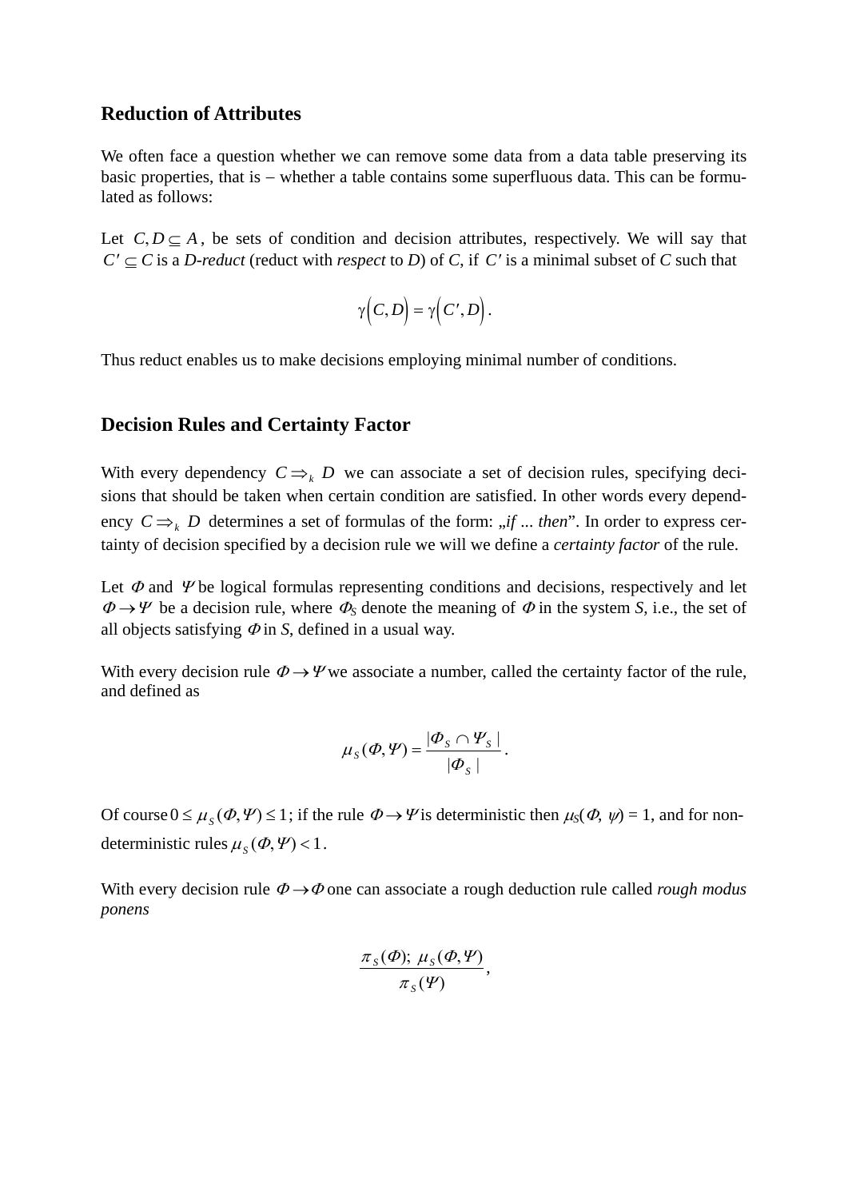## Reduction of Attributes

We often face a question whether we can remove some data from a data table preserving its basic properties, that is – whether a table contains some superfluous data. This can be formulated as follows:

Let $C, D \subseteq A$, be sets of condition and decision attributes, respectively. We will say that $C' \subseteq C$ is a *D-reduct* (reduct with *respect* to *D*) of *C*, if $C'$ is a minimal subset of *C* such that

$$\gamma\left(C, D\right) = \gamma\left(C', D\right).$$

Thus reduct enables us to make decisions employing minimal number of conditions.

## Decision Rules and Certainty Factor

With every dependency $C \Rightarrow_k D$ we can associate a set of decision rules, specifying decisions that should be taken when certain condition are satisfied. In other words every dependency $C \Rightarrow_k D$ determines a set of formulas of the form: „*if ... then*". In order to express certainty of decision specified by a decision rule we will we define a *certainty factor* of the rule.

Let $\Phi$ and $\Psi$ be logical formulas representing conditions and decisions, respectively and let $\Phi \rightarrow \Psi$ be a decision rule, where $\Phi_S$ denote the meaning of $\Phi$ in the system *S*, i.e., the set of all objects satisfying $\Phi$ in *S*, defined in a usual way.

With every decision rule $\Phi \rightarrow \Psi$ we associate a number, called the certainty factor of the rule, and defined as

$$\mu_S(\Phi, \Psi) = \frac{|\Phi_S \cap \Psi_S|}{|\Phi_S|}.$$

Of course $0 \leq \mu_S(\Phi, \Psi) \leq 1$; if the rule $\Phi \rightarrow \Psi$ is deterministic then $\mu_S(\Phi, \psi) = 1$, and for non-deterministic rules $\mu_S(\Phi, \Psi) < 1$.

With every decision rule $\Phi \rightarrow \Phi$ one can associate a rough deduction rule called *rough modus ponens*

$$\frac{\pi_S(\Phi);\ \mu_S(\Phi, \Psi)}{\pi_S(\Psi)},$$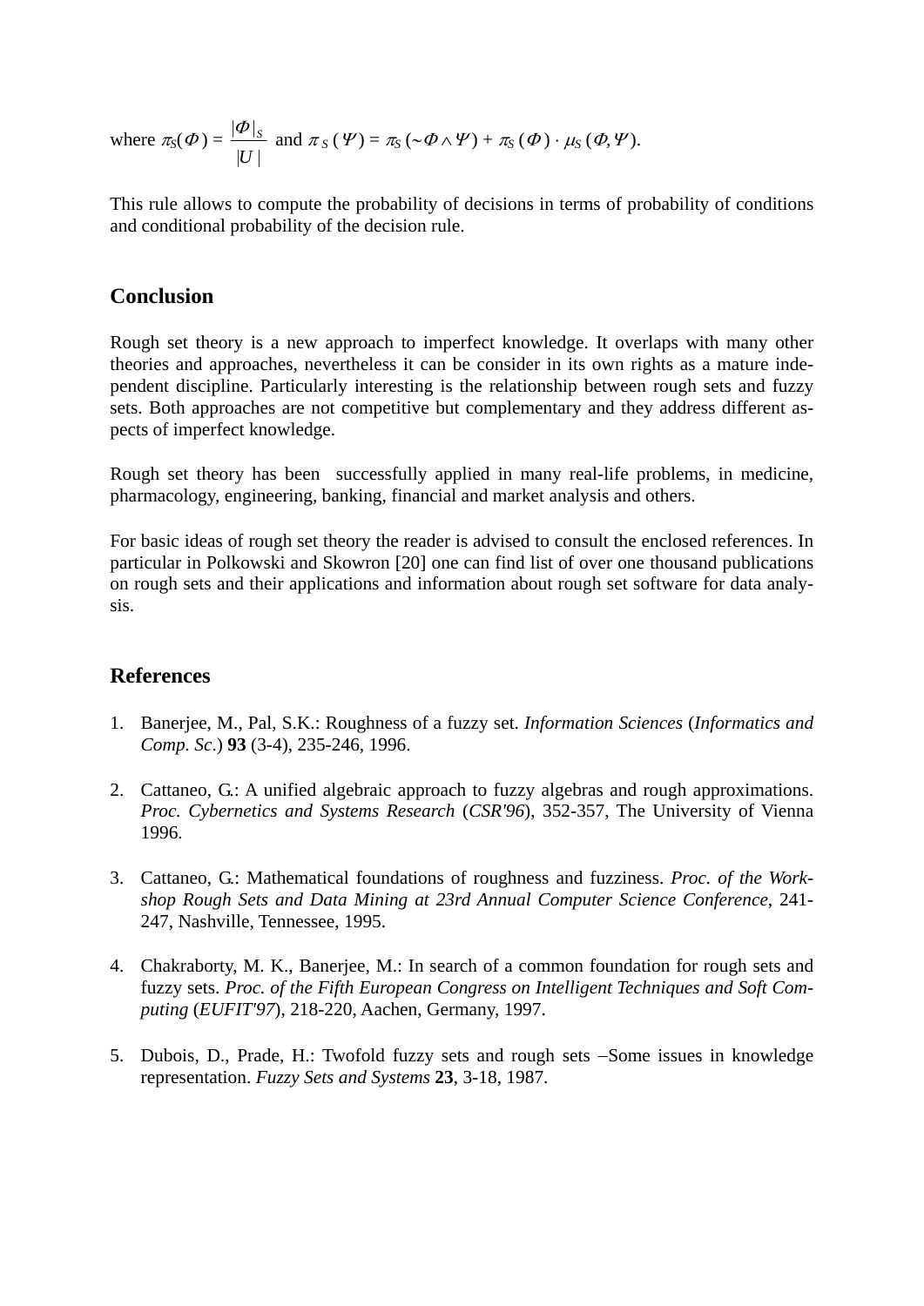where $\pi_S(\Phi) = \frac{|\Phi|_S}{|U|}$ and $\pi_S(\Psi) = \pi_S(\sim\Phi \wedge \Psi) + \pi_S(\Phi) \cdot \mu_S(\Phi, \Psi)$.

This rule allows to compute the probability of decisions in terms of probability of conditions and conditional probability of the decision rule.

## Conclusion

Rough set theory is a new approach to imperfect knowledge. It overlaps with many other theories and approaches, nevertheless it can be consider in its own rights as a mature independent discipline. Particularly interesting is the relationship between rough sets and fuzzy sets. Both approaches are not competitive but complementary and they address different aspects of imperfect knowledge.

Rough set theory has been successfully applied in many real-life problems, in medicine, pharmacology, engineering, banking, financial and market analysis and others.

For basic ideas of rough set theory the reader is advised to consult the enclosed references. In particular in Polkowski and Skowron [20] one can find list of over one thousand publications on rough sets and their applications and information about rough set software for data analysis.

## References

1. Banerjee, M., Pal, S.K.: Roughness of a fuzzy set. *Information Sciences* (*Informatics and Comp. Sc*.) **93** (3-4), 235-246, 1996.

2. Cattaneo, G.: A unified algebraic approach to fuzzy algebras and rough approximations. *Proc. Cybernetics and Systems Research* (*CSR'96*), 352-357, The University of Vienna 1996.

3. Cattaneo, G.: Mathematical foundations of roughness and fuzziness. *Proc. of the Workshop Rough Sets and Data Mining at 23rd Annual Computer Science Conference*, 241-247, Nashville, Tennessee, 1995.

4. Chakraborty, M. K., Banerjee, M.: In search of a common foundation for rough sets and fuzzy sets. *Proc. of the Fifth European Congress on Intelligent Techniques and Soft Computing* (*EUFIT'97*), 218-220, Aachen, Germany, 1997.

5. Dubois, D., Prade, H.: Twofold fuzzy sets and rough sets –Some issues in knowledge representation. *Fuzzy Sets and Systems* **23**, 3-18, 1987.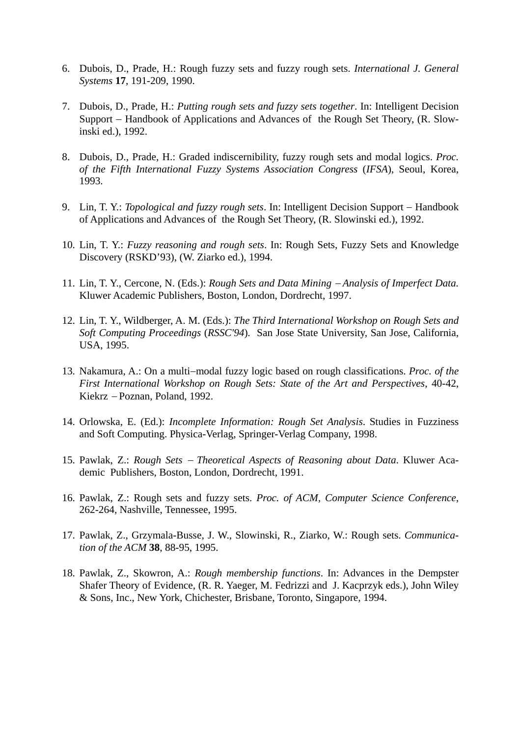6. Dubois, D., Prade, H.: Rough fuzzy sets and fuzzy rough sets. *International J. General Systems* **17**, 191-209, 1990.

7. Dubois, D., Prade, H.: *Putting rough sets and fuzzy sets together*. In: Intelligent Decision Support – Handbook of Applications and Advances of the Rough Set Theory, (R. Slowinski ed.), 1992.

8. Dubois, D., Prade, H.: Graded indiscernibility, fuzzy rough sets and modal logics. *Proc. of the Fifth International Fuzzy Systems Association Congress* (*IFSA*), Seoul, Korea, 1993.

9. Lin, T. Y.: *Topological and fuzzy rough sets*. In: Intelligent Decision Support – Handbook of Applications and Advances of the Rough Set Theory, (R. Slowinski ed.), 1992.

10. Lin, T. Y.: *Fuzzy reasoning and rough sets*. In: Rough Sets, Fuzzy Sets and Knowledge Discovery (RSKD'93), (W. Ziarko ed.), 1994.

11. Lin, T. Y., Cercone, N. (Eds.): *Rough Sets and Data Mining – Analysis of Imperfect Data.* Kluwer Academic Publishers, Boston, London, Dordrecht, 1997.

12. Lin, T. Y., Wildberger, A. M. (Eds.): *The Third International Workshop on Rough Sets and Soft Computing Proceedings* (*RSSC'94*). San Jose State University, San Jose, California, USA, 1995.

13. Nakamura, A.: On a multi–modal fuzzy logic based on rough classifications. *Proc. of the First International Workshop on Rough Sets: State of the Art and Perspectives*, 40-42, Kiekrz – Poznan, Poland, 1992.

14. Orlowska, E. (Ed.): *Incomplete Information: Rough Set Analysis*. Studies in Fuzziness and Soft Computing. Physica-Verlag, Springer-Verlag Company, 1998.

15. Pawlak, Z.: *Rough Sets – Theoretical Aspects of Reasoning about Data*. Kluwer Academic Publishers, Boston, London, Dordrecht, 1991.

16. Pawlak, Z.: Rough sets and fuzzy sets. *Proc. of ACM, Computer Science Conference*, 262-264, Nashville, Tennessee, 1995.

17. Pawlak, Z., Grzymala-Busse, J. W., Slowinski, R., Ziarko, W.: Rough sets. *Communication of the ACM* **38**, 88-95, 1995.

18. Pawlak, Z., Skowron, A.: *Rough membership functions*. In: Advances in the Dempster Shafer Theory of Evidence, (R. R. Yaeger, M. Fedrizzi and J. Kacprzyk eds.), John Wiley & Sons, Inc., New York, Chichester, Brisbane, Toronto, Singapore, 1994.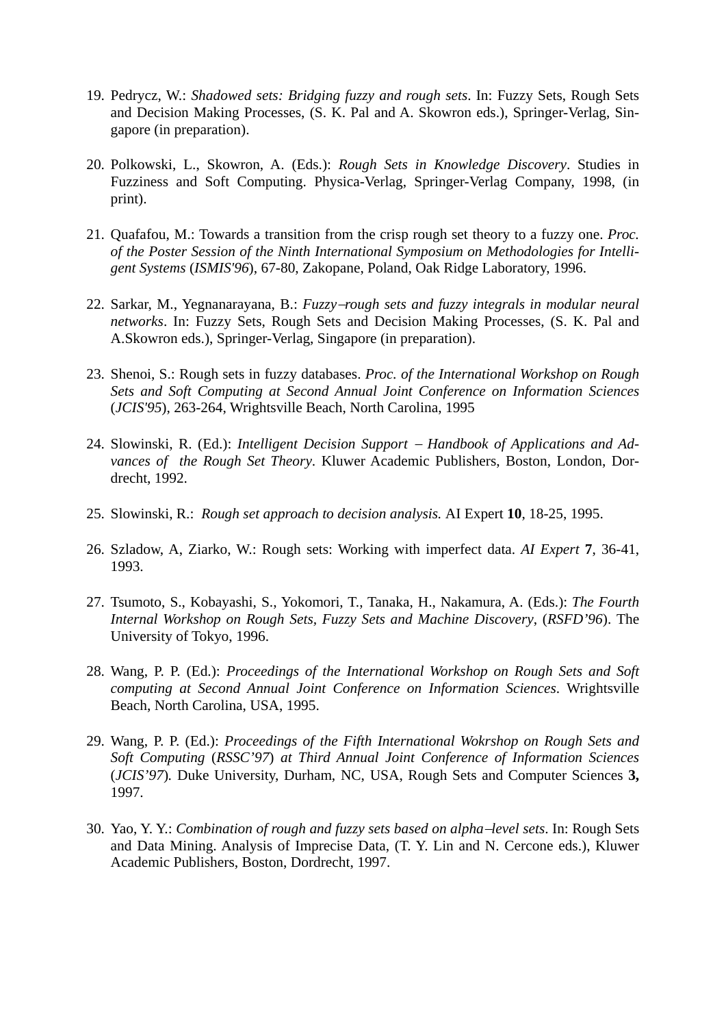19. Pedrycz, W.: *Shadowed sets: Bridging fuzzy and rough sets*. In: Fuzzy Sets, Rough Sets and Decision Making Processes, (S. K. Pal and A. Skowron eds.), Springer-Verlag, Singapore (in preparation).

20. Polkowski, L., Skowron, A. (Eds.): *Rough Sets in Knowledge Discovery*. Studies in Fuzziness and Soft Computing. Physica-Verlag, Springer-Verlag Company, 1998, (in print).

21. Quafafou, M.: Towards a transition from the crisp rough set theory to a fuzzy one. *Proc. of the Poster Session of the Ninth International Symposium on Methodologies for Intelligent Systems* (*ISMIS'96*), 67-80, Zakopane, Poland, Oak Ridge Laboratory, 1996.

22. Sarkar, M., Yegnanarayana, B.: *Fuzzy–rough sets and fuzzy integrals in modular neural networks*. In: Fuzzy Sets, Rough Sets and Decision Making Processes, (S. K. Pal and A.Skowron eds.), Springer-Verlag, Singapore (in preparation).

23. Shenoi, S.: Rough sets in fuzzy databases. *Proc. of the International Workshop on Rough Sets and Soft Computing at Second Annual Joint Conference on Information Sciences* (*JCIS'95*), 263-264, Wrightsville Beach, North Carolina, 1995

24. Slowinski, R. (Ed.): *Intelligent Decision Support – Handbook of Applications and Advances of the Rough Set Theory*. Kluwer Academic Publishers, Boston, London, Dordrecht, 1992.

25. Slowinski, R.: *Rough set approach to decision analysis.* AI Expert **10**, 18-25, 1995.

26. Szladow, A, Ziarko, W.: Rough sets: Working with imperfect data. *AI Expert* **7**, 36-41, 1993.

27. Tsumoto, S., Kobayashi, S., Yokomori, T., Tanaka, H., Nakamura, A. (Eds.): *The Fourth Internal Workshop on Rough Sets, Fuzzy Sets and Machine Discovery*, (*RSFD'96*). The University of Tokyo, 1996.

28. Wang, P. P. (Ed.): *Proceedings of the International Workshop on Rough Sets and Soft computing at Second Annual Joint Conference on Information Sciences*. Wrightsville Beach, North Carolina, USA, 1995.

29. Wang, P. P. (Ed.): *Proceedings of the Fifth International Wokrshop on Rough Sets and Soft Computing* (*RSSC'97*) *at Third Annual Joint Conference of Information Sciences* (*JCIS'97*). Duke University, Durham, NC, USA, Rough Sets and Computer Sciences **3,** 1997.

30. Yao, Y. Y.: *Combination of rough and fuzzy sets based on alpha–level sets*. In: Rough Sets and Data Mining. Analysis of Imprecise Data, (T. Y. Lin and N. Cercone eds.), Kluwer Academic Publishers, Boston, Dordrecht, 1997.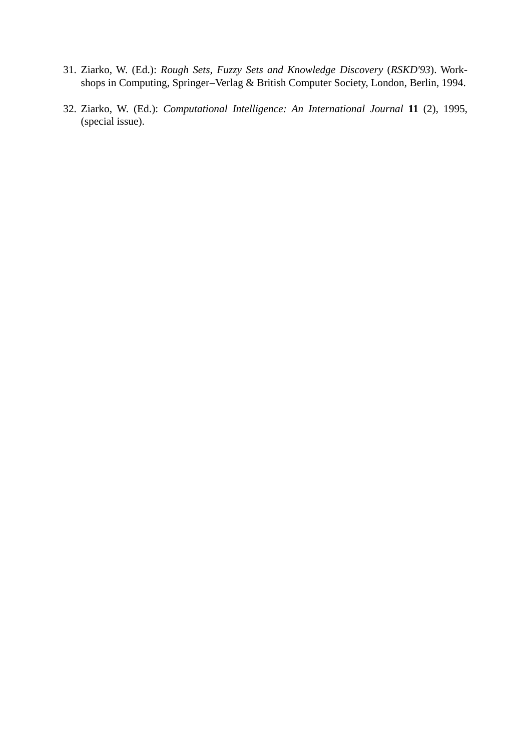31. Ziarko, W. (Ed.): *Rough Sets, Fuzzy Sets and Knowledge Discovery* (*RSKD'93*). Workshops in Computing, Springer–Verlag & British Computer Society, London, Berlin, 1994.

32. Ziarko, W. (Ed.): *Computational Intelligence: An International Journal* **11** (2), 1995, (special issue).